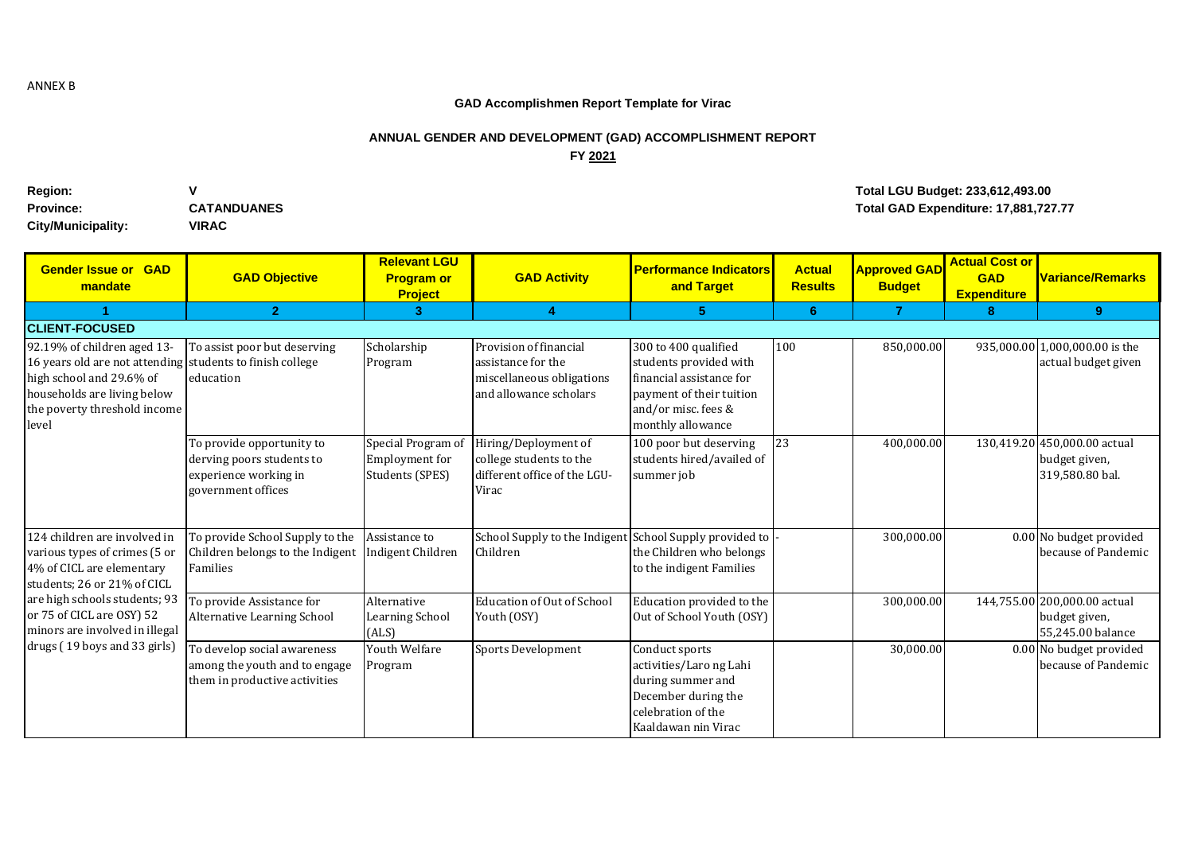ANNEX B

**GAD Accomplishmen Report Template for Virac**

## ANNUAL GENDER AND DEVELOPMENT (GAD) ACCOMPLISHMENT REPORT

**FY 2021**

**Region:** V
**Province:** CATANDUANES
**City/Municipality:** VIRAC

**Total LGU Budget: 233,612,493.00**
**Total GAD Expenditure: 17,881,727.77**

| Gender Issue or GAD mandate | GAD Objective | Relevant LGU Program or Project | GAD Activity | Performance Indicators and Target | Actual Results | Approved GAD Budget | Actual Cost or GAD Expenditure | Variance/Remarks |
|---|---|---|---|---|---|---|---|---|
| 1 | 2 | 3 | 4 | 5 | 6 | 7 | 8 | 9 |
| **CLIENT-FOCUSED** | | | | | | | | |
| 92.19% of children aged 13-16 years old are not attending high school and 29.6% of households are living below the poverty threshold income level | To assist poor but deserving students to finish college education | Scholarship Program | Provision of financial assistance for the miscellaneous obligations and allowance scholars | 300 to 400 qualified students provided with financial assistance for payment of their tuition and/or misc. fees & monthly allowance | 100 | 850,000.00 | 935,000.00 | 1,000,000.00 is the actual budget given |
| | To provide opportunity to derving poors students to experience working in government offices | Special Program of Employment for Students (SPES) | Hiring/Deployment of college students to the different office of the LGU-Virac | 100 poor but deserving students hired/availed of summer job | 23 | 400,000.00 | 130,419.20 | 450,000.00 actual budget given, 319,580.80 bal. |
| 124 children are involved in various types of crimes (5 or 4% of CICL are elementary students; 26 or 21% of CICL are high schools students; 93 or 75 of CICL are OSY) 52 minors are involved in illegal drugs ( 19 boys and 33 girls) | To provide School Supply to the Children belongs to the Indigent Families | Assistance to Indigent Children | School Supply to the Indigent Children | School Supply provided to the Children who belongs to the indigent Families | - | 300,000.00 | 0.00 | No budget provided because of Pandemic |
| | To provide Assistance for Alternative Learning School | Alternative Learning School (ALS) | Education of Out of School Youth (OSY) | Education provided to the Out of School Youth (OSY) | | 300,000.00 | 144,755.00 | 200,000.00 actual budget given, 55,245.00 balance |
| | To develop social awareness among the youth and to engage them in productive activities | Youth Welfare Program | Sports Development | Conduct sports activities/Laro ng Lahi during summer and December during the celebration of the Kaaldawan nin Virac | | 30,000.00 | 0.00 | No budget provided because of Pandemic |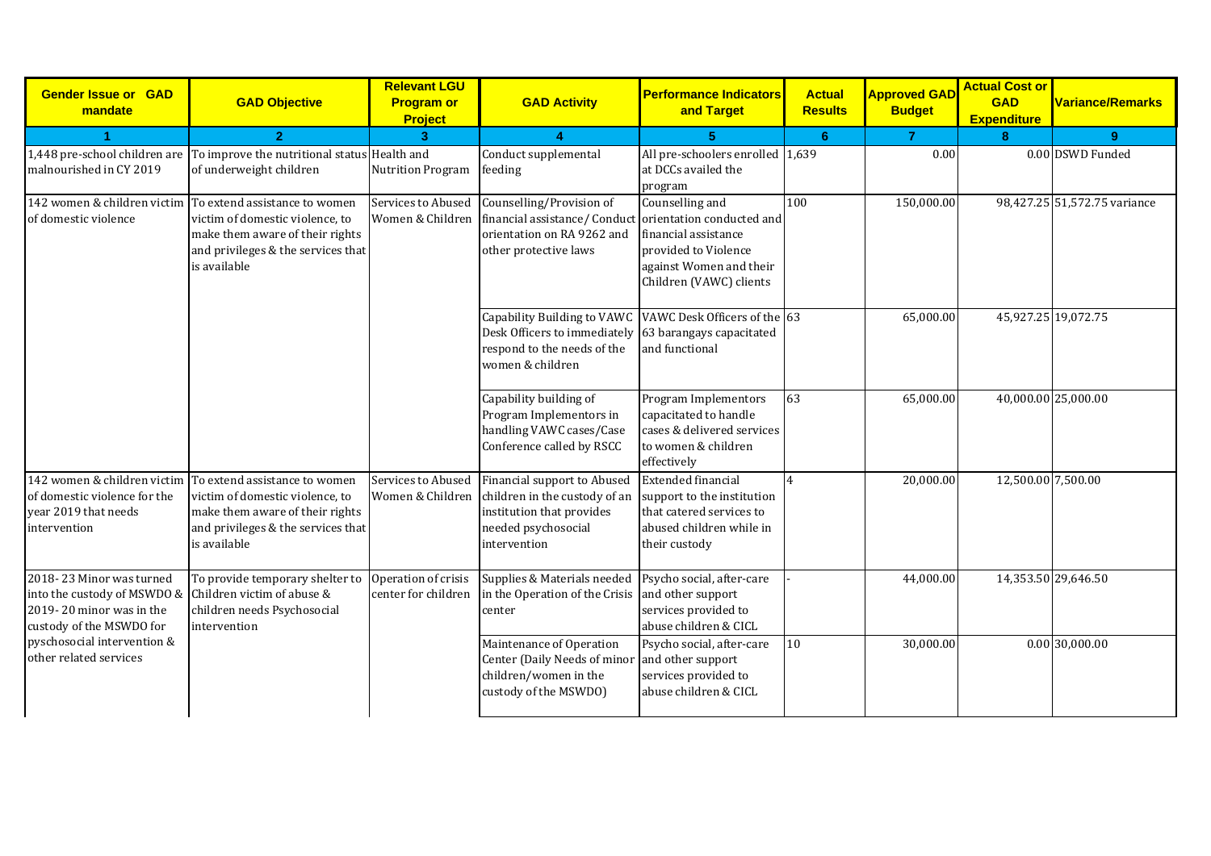| Gender Issue or GAD mandate | GAD Objective | Relevant LGU Program or Project | GAD Activity | Performance Indicators and Target | Actual Results | Approved GAD Budget | Actual Cost or GAD Expenditure | Variance/Remarks |
|---|---|---|---|---|---|---|---|---|
| 1 | 2 | 3 | 4 | 5 | 6 | 7 | 8 | 9 |
| 1,448 pre-school children are malnourished in CY 2019 | To improve the nutritional status of underweight children | Health and Nutrition Program | Conduct supplemental feeding | All pre-schoolers enrolled at DCCs availed the program | 1,639 | 0.00 | 0.00 | DSWD Funded |
| 142 women & children victim of domestic violence | To extend assistance to women victim of domestic violence, to make them aware of their rights and privileges & the services that is available | Services to Abused Women & Children | Counselling/Provision of financial assistance/ Conduct orientation on RA 9262 and other protective laws | Counselling and orientation conducted and financial assistance provided to Violence against Women and their Children (VAWC) clients | 100 | 150,000.00 | 98,427.25 | 51,572.75 variance |
| | | | Capability Building to VAWC Desk Officers to immediately respond to the needs of the women & children | VAWC Desk Officers of the 63 barangays capacitated and functional | 63 | 65,000.00 | 45,927.25 | 19,072.75 |
| | | | Capability building of Program Implementors in handling VAWC cases/Case Conference called by RSCC | Program Implementors capacitated to handle cases & delivered services to women & children effectively | 63 | 65,000.00 | 40,000.00 | 25,000.00 |
| 142 women & children victim of domestic violence for the year 2019 that needs intervention | To extend assistance to women victim of domestic violence, to make them aware of their rights and privileges & the services that is available | Services to Abused Women & Children | Financial support to Abused children in the custody of an institution that provides needed psychosocial intervention | Extended financial support to the institution that catered services to abused children while in their custody | 4 | 20,000.00 | 12,500.00 | 7,500.00 |
| 2018- 23 Minor was turned into the custody of MSWDO & 2019- 20 minor was in the custody of the MSWDO for pyschosocial intervention & other related services | To provide temporary shelter to Children victim of abuse & children needs Psychosocial intervention | Operation of crisis center for children | Supplies & Materials needed in the Operation of the Crisis center | Psycho social, after-care and other support services provided to abuse children & CICL | - | 44,000.00 | 14,353.50 | 29,646.50 |
| | | | Maintenance of Operation Center (Daily Needs of minor children/women in the custody of the MSWDO) | Psycho social, after-care and other support services provided to abuse children & CICL | 10 | 30,000.00 | 0.00 | 30,000.00 |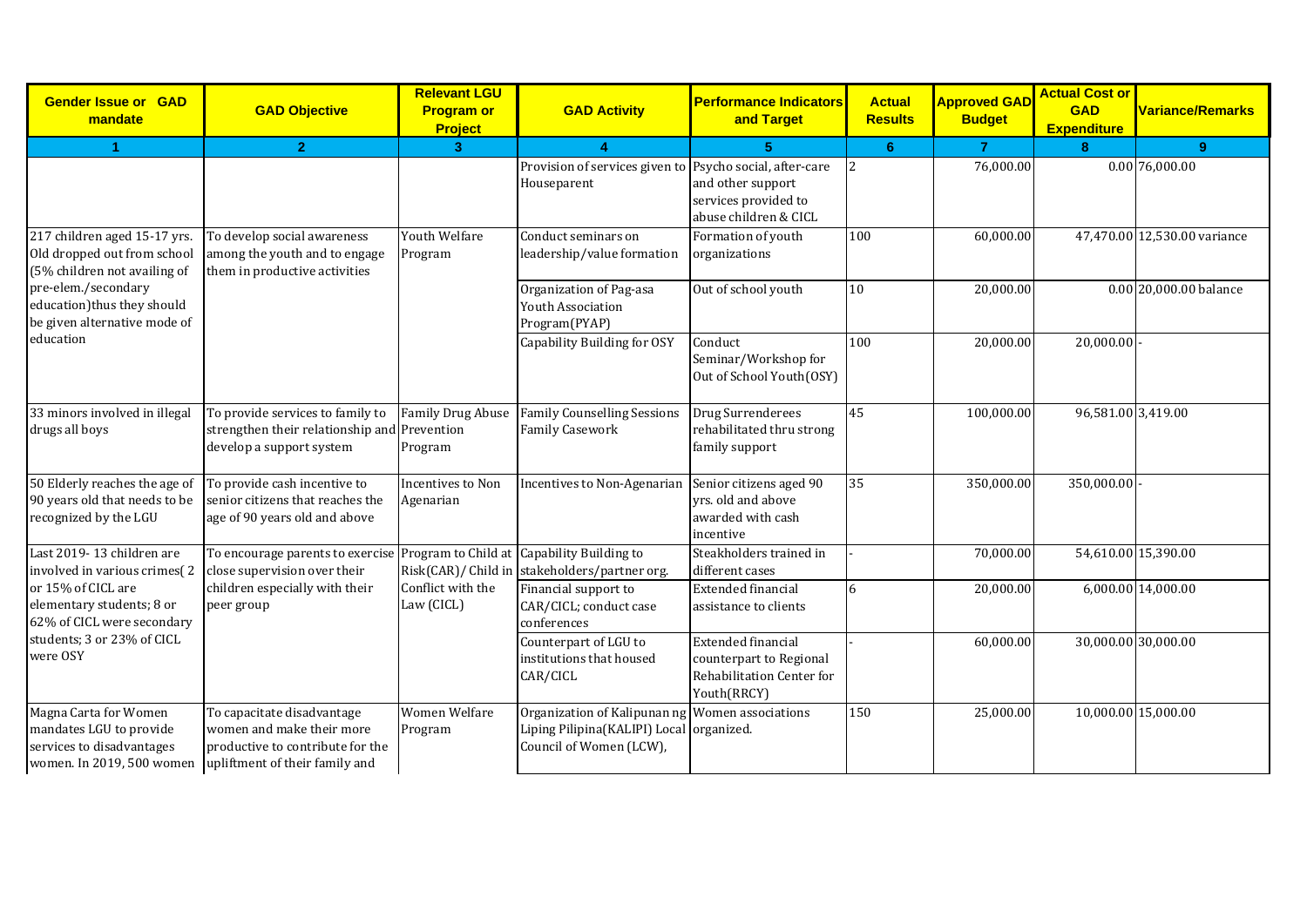| Gender Issue or GAD mandate | GAD Objective | Relevant LGU Program or Project | GAD Activity | Performance Indicators and Target | Actual Results | Approved GAD Budget | Actual Cost or GAD Expenditure | Variance/Remarks |
|---|---|---|---|---|---|---|---|---|
| 1 | 2 | 3 | 4 | 5 | 6 | 7 | 8 | 9 |
| | | | Provision of services given to Houseparent | Psycho social, after-care and other support services provided to abuse children & CICL | 2 | 76,000.00 | 0.00 | 76,000.00 |
| 217 children aged 15-17 yrs. Old dropped out from school (5% children not availing of pre-elem./secondary education)thus they should be given alternative mode of education | To develop social awareness among the youth and to engage them in productive activities | Youth Welfare Program | Conduct seminars on leadership/value formation | Formation of youth organizations | 100 | 60,000.00 | 47,470.00 | 12,530.00 variance |
| | | | Organization of Pag-asa Youth Association Program(PYAP) | Out of school youth | 10 | 20,000.00 | 0.00 | 20,000.00 balance |
| | | | Capability Building for OSY | Conduct Seminar/Workshop for Out of School Youth(OSY) | 100 | 20,000.00 | 20,000.00 | - |
| 33 minors involved in illegal drugs all boys | To provide services to family to strengthen their relationship and develop a support system | Family Drug Abuse Prevention Program | Family Counselling Sessions Family Casework | Drug Surrenderees rehabilitated thru strong family support | 45 | 100,000.00 | 96,581.00 | 3,419.00 |
| 50 Elderly reaches the age of 90 years old that needs to be recognized by the LGU | To provide cash incentive to senior citizens that reaches the age of 90 years old and above | Incentives to Non Agenarian | Incentives to Non-Agenarian | Senior citizens aged 90 yrs. old and above awarded with cash incentive | 35 | 350,000.00 | 350,000.00 | - |
| Last 2019- 13 children are involved in various crimes( 2 or 15% of CICL are elementary students; 8 or 62% of CICL were secondary students; 3 or 23% of CICL were OSY | To encourage parents to exercise close supervision over their children especially with their peer group | Program to Child at Risk(CAR)/ Child in Conflict with the Law (CICL) | Capability Building to stakeholders/partner org. | Steakholders trained in different cases | - | 70,000.00 | 54,610.00 | 15,390.00 |
| | | | Financial support to CAR/CICL; conduct case conferences | Extended financial assistance to clients | 6 | 20,000.00 | 6,000.00 | 14,000.00 |
| | | | Counterpart of LGU to institutions that housed CAR/CICL | Extended financial counterpart to Regional Rehabilitation Center for Youth(RRCY) | - | 60,000.00 | 30,000.00 | 30,000.00 |
| Magna Carta for Women mandates LGU to provide services to disadvantages women. In 2019, 500 women | To capacitate disadvantage women and make their more productive to contribute for the upliftment of their family and | Women Welfare Program | Organization of Kalipunan ng Liping Pilipina(KALIPI) Local Council of Women (LCW), | Women associations organized. | 150 | 25,000.00 | 10,000.00 | 15,000.00 |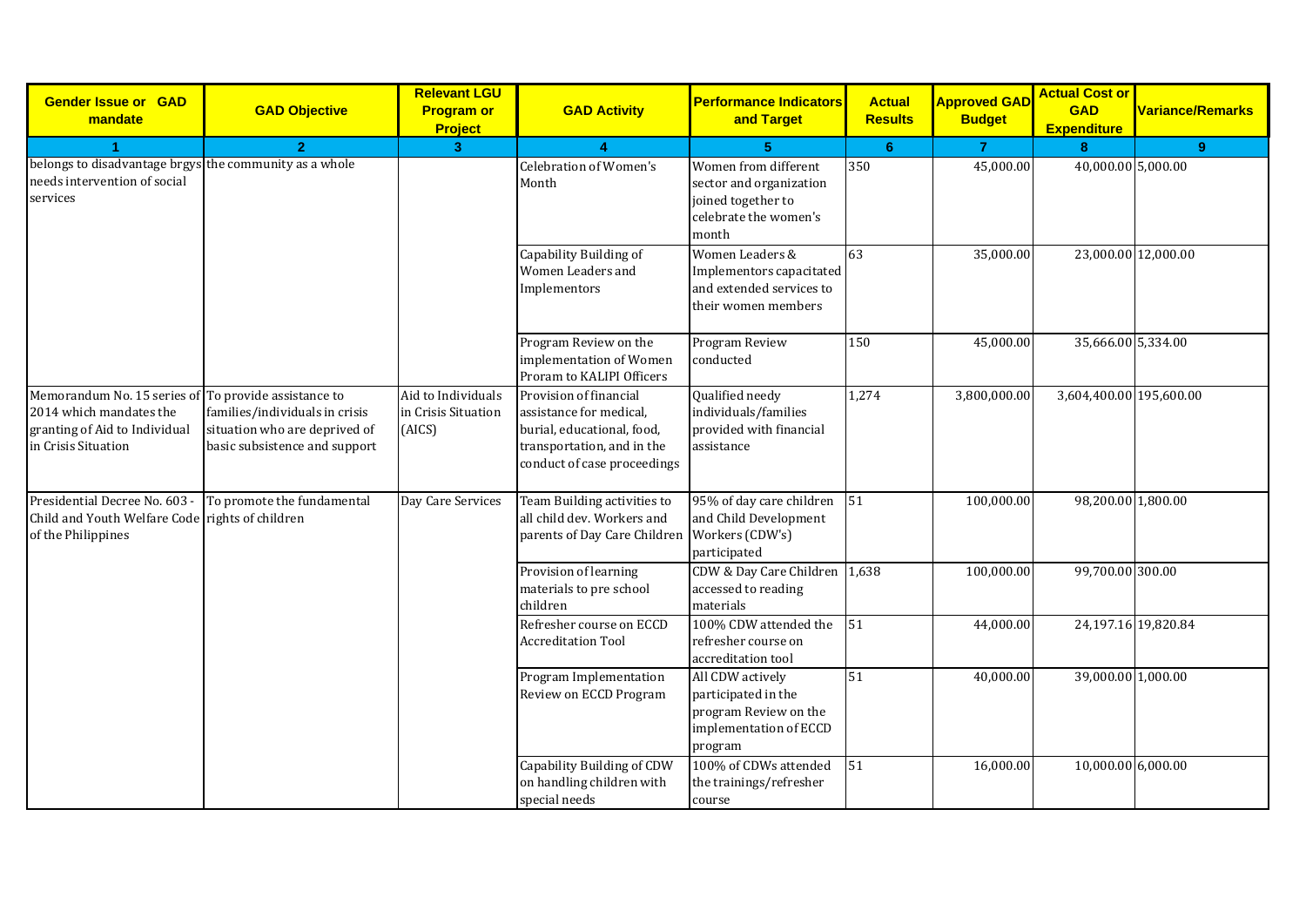| Gender Issue or GAD mandate | GAD Objective | Relevant LGU Program or Project | GAD Activity | Performance Indicators and Target | Actual Results | Approved GAD Budget | Actual Cost or GAD Expenditure | Variance/Remarks |
|---|---|---|---|---|---|---|---|---|
| 1 | 2 | 3 | 4 | 5 | 6 | 7 | 8 | 9 |
| belongs to disadvantage brgys needs intervention of social services | the community as a whole | | Celebration of Women's Month | Women from different sector and organization joined together to celebrate the women's month | 350 | 45,000.00 | 40,000.00 | 5,000.00 |
| | | | Capability Building of Women Leaders and Implementors | Women Leaders & Implementors capacitated and extended services to their women members | 63 | 35,000.00 | 23,000.00 | 12,000.00 |
| | | | Program Review on the implementation of Women Proram to KALIPI Officers | Program Review conducted | 150 | 45,000.00 | 35,666.00 | 5,334.00 |
| Memorandum No. 15 series of 2014 which mandates the granting of Aid to Individual in Crisis Situation | To provide assistance to families/individuals in crisis situation who are deprived of basic subsistence and support | Aid to Individuals in Crisis Situation (AICS) | Provision of financial assistance for medical, burial, educational, food, transportation, and in the conduct of case proceedings | Qualified needy individuals/families provided with financial assistance | 1,274 | 3,800,000.00 | 3,604,400.00 | 195,600.00 |
| Presidential Decree No. 603 - Child and Youth Welfare Code of the Philippines | To promote the fundamental rights of children | Day Care Services | Team Building activities to all child dev. Workers and parents of Day Care Children | 95% of day care children and Child Development Workers (CDW's) participated | 51 | 100,000.00 | 98,200.00 | 1,800.00 |
| | | | Provision of learning materials to pre school children | CDW & Day Care Children accessed to reading materials | 1,638 | 100,000.00 | 99,700.00 | 300.00 |
| | | | Refresher course on ECCD Accreditation Tool | 100% CDW attended the refresher course on accreditation tool | 51 | 44,000.00 | 24,197.16 | 19,820.84 |
| | | | Program Implementation Review on ECCD Program | All CDW actively participated in the program Review on the implementation of ECCD program | 51 | 40,000.00 | 39,000.00 | 1,000.00 |
| | | | Capability Building of CDW on handling children with special needs | 100% of CDWs attended the trainings/refresher course | 51 | 16,000.00 | 10,000.00 | 6,000.00 |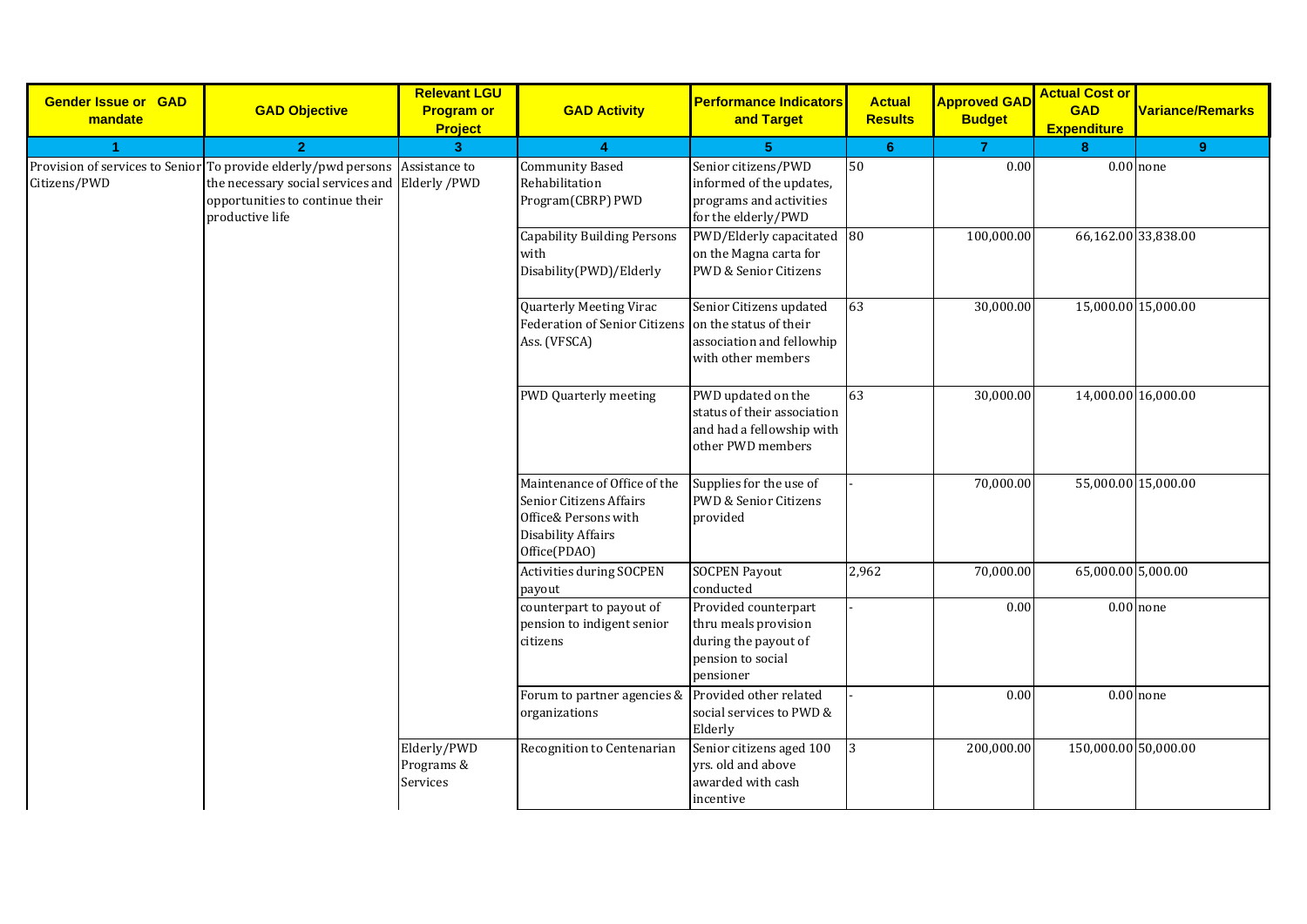| Gender Issue or GAD mandate | GAD Objective | Relevant LGU Program or Project | GAD Activity | Performance Indicators and Target | Actual Results | Approved GAD Budget | Actual Cost or GAD Expenditure | Variance/Remarks |
|---|---|---|---|---|---|---|---|---|
| 1 | 2 | 3 | 4 | 5 | 6 | 7 | 8 | 9 |
| Provision of services to Senior Citizens/PWD | To provide elderly/pwd persons the necessary social services and opportunities to continue their productive life | Assistance to Elderly /PWD | Community Based Rehabilitation Program(CBRP) PWD | Senior citizens/PWD informed of the updates, programs and activities for the elderly/PWD | 50 | 0.00 | 0.00 | none |
| | | | Capability Building Persons with Disability(PWD)/Elderly | PWD/Elderly capacitated on the Magna carta for PWD & Senior Citizens | 80 | 100,000.00 | 66,162.00 | 33,838.00 |
| | | | Quarterly Meeting Virac Federation of Senior Citizens Ass. (VFSCA) | Senior Citizens updated on the status of their association and fellowhip with other members | 63 | 30,000.00 | 15,000.00 | 15,000.00 |
| | | | PWD Quarterly meeting | PWD updated on the status of their association and had a fellowship with other PWD members | 63 | 30,000.00 | 14,000.00 | 16,000.00 |
| | | | Maintenance of Office of the Senior Citizens Affairs Office& Persons with Disability Affairs Office(PDAO) | Supplies for the use of PWD & Senior Citizens provided | - | 70,000.00 | 55,000.00 | 15,000.00 |
| | | | Activities during SOCPEN payout | SOCPEN Payout conducted | 2,962 | 70,000.00 | 65,000.00 | 5,000.00 |
| | | | counterpart to payout of pension to indigent senior citizens | Provided counterpart thru meals provision during the payout of pension to social pensioner | - | 0.00 | 0.00 | none |
| | | | Forum to partner agencies & organizations | Provided other related social services to PWD & Elderly | - | 0.00 | 0.00 | none |
| | | Elderly/PWD Programs & Services | Recognition to Centenarian | Senior citizens aged 100 yrs. old and above awarded with cash incentive | 3 | 200,000.00 | 150,000.00 | 50,000.00 |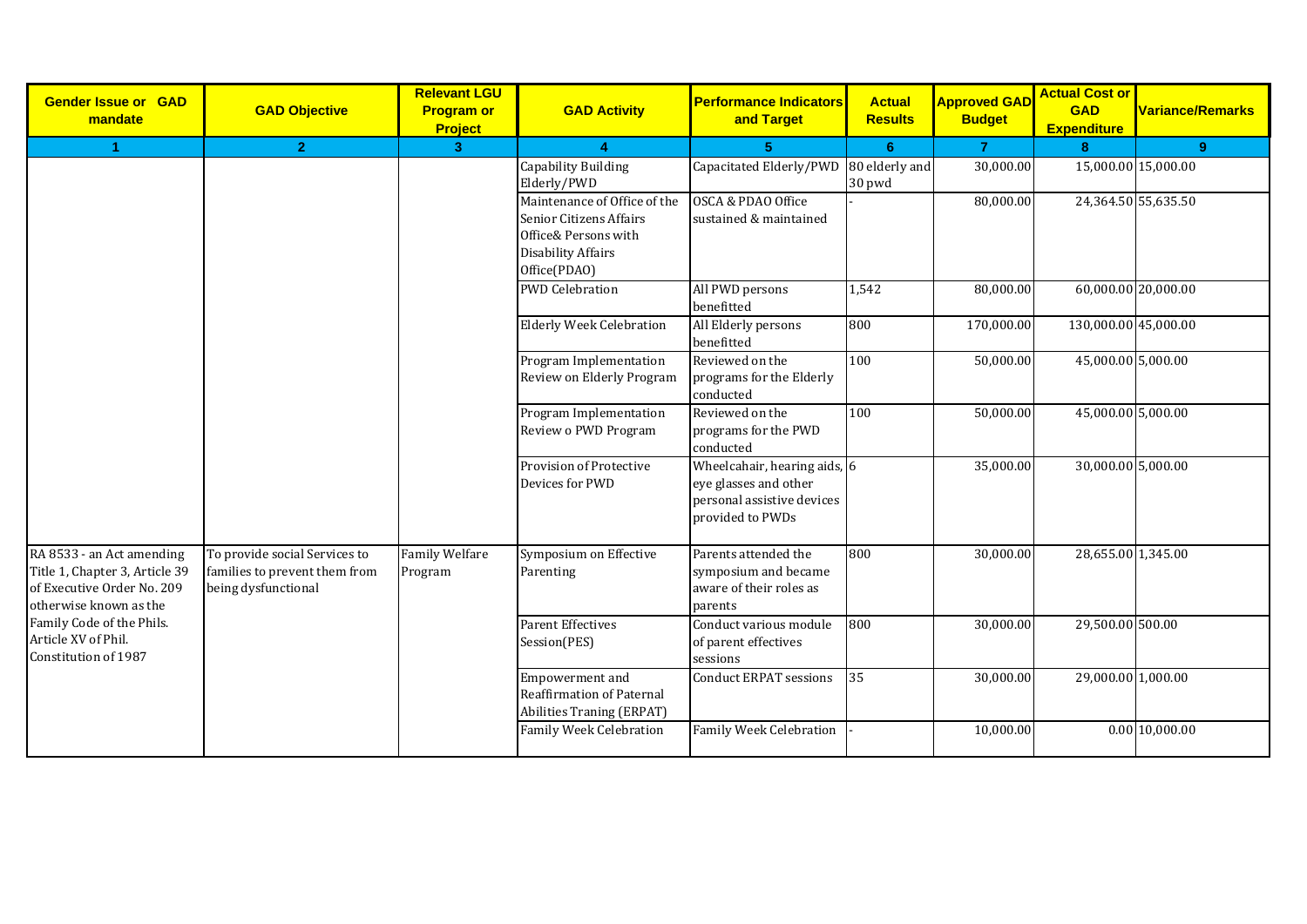| Gender Issue or GAD mandate | GAD Objective | Relevant LGU Program or Project | GAD Activity | Performance Indicators and Target | Actual Results | Approved GAD Budget | Actual Cost or GAD Expenditure | Variance/Remarks |
|---|---|---|---|---|---|---|---|---|
| 1 | 2 | 3 | 4 | 5 | 6 | 7 | 8 | 9 |
| | | | Capability Building Elderly/PWD | Capacitated Elderly/PWD | 80 elderly and 30 pwd | 30,000.00 | 15,000.00 | 15,000.00 |
| | | | Maintenance of Office of the Senior Citizens Affairs Office& Persons with Disability Affairs Office(PDAO) | OSCA & PDAO Office sustained & maintained | - | 80,000.00 | 24,364.50 | 55,635.50 |
| | | | PWD Celebration | All PWD persons benefitted | 1,542 | 80,000.00 | 60,000.00 | 20,000.00 |
| | | | Elderly Week Celebration | All Elderly persons benefitted | 800 | 170,000.00 | 130,000.00 | 45,000.00 |
| | | | Program Implementation Review on Elderly Program | Reviewed on the programs for the Elderly conducted | 100 | 50,000.00 | 45,000.00 | 5,000.00 |
| | | | Program Implementation Review o PWD Program | Reviewed on the programs for the PWD conducted | 100 | 50,000.00 | 45,000.00 | 5,000.00 |
| | | | Provision of Protective Devices for PWD | Wheelcahair, hearing aids, eye glasses and other personal assistive devices provided to PWDs | 6 | 35,000.00 | 30,000.00 | 5,000.00 |
| RA 8533 - an Act amending Title 1, Chapter 3, Article 39 of Executive Order No. 209 otherwise known as the Family Code of the Phils. Article XV of Phil. Constitution of 1987 | To provide social Services to families to prevent them from being dysfunctional | Family Welfare Program | Symposium on Effective Parenting | Parents attended the symposium and became aware of their roles as parents | 800 | 30,000.00 | 28,655.00 | 1,345.00 |
| | | | Parent Effectives Session(PES) | Conduct various module of parent effectives sessions | 800 | 30,000.00 | 29,500.00 | 500.00 |
| | | | Empowerment and Reaffirmation of Paternal Abilities Traning (ERPAT) | Conduct ERPAT sessions | 35 | 30,000.00 | 29,000.00 | 1,000.00 |
| | | | Family Week Celebration | Family Week Celebration | - | 10,000.00 | 0.00 | 10,000.00 |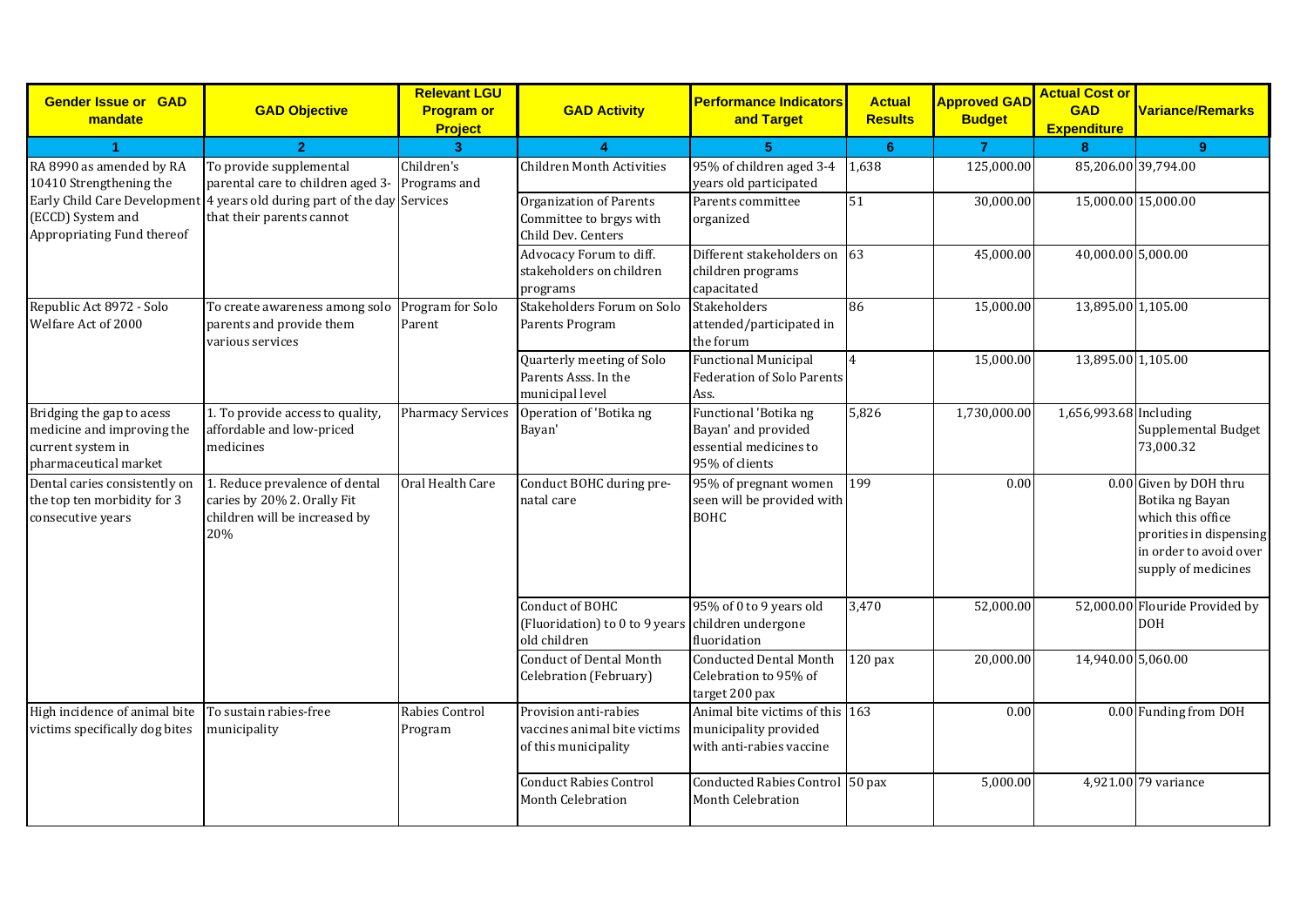| Gender Issue or GAD mandate | GAD Objective | Relevant LGU Program or Project | GAD Activity | Performance Indicators and Target | Actual Results | Approved GAD Budget | Actual Cost or GAD Expenditure | Variance/Remarks |
|---|---|---|---|---|---|---|---|---|
| 1 | 2 | 3 | 4 | 5 | 6 | 7 | 8 | 9 |
| RA 8990 as amended by RA 10410 Strengthening the Early Child Care Development (ECCD) System and Appropriating Fund thereof | To provide supplemental parental care to children aged 3-4 years old during part of the day that their parents cannot | Children's Programs and Services | Children Month Activities | 95% of children aged 3-4 years old participated | 1,638 | 125,000.00 | 85,206.00 | 39,794.00 |
| | | | Organization of Parents Committee to brgys with Child Dev. Centers | Parents committee organized | 51 | 30,000.00 | 15,000.00 | 15,000.00 |
| | | | Advocacy Forum to diff. stakeholders on children programs | Different stakeholders on children programs capacitated | 63 | 45,000.00 | 40,000.00 | 5,000.00 |
| Republic Act 8972 - Solo Welfare Act of 2000 | To create awareness among solo parents and provide them various services | Program for Solo Parent | Stakeholders Forum on Solo Parents Program | Stakeholders attended/participated in the forum | 86 | 15,000.00 | 13,895.00 | 1,105.00 |
| | | | Quarterly meeting of Solo Parents Asss. In the municipal level | Functional Municipal Federation of Solo Parents Ass. | 4 | 15,000.00 | 13,895.00 | 1,105.00 |
| Bridging the gap to acess medicine and improving the current system in pharmaceutical market | 1. To provide access to quality, affordable and low-priced medicines | Pharmacy Services | Operation of 'Botika ng Bayan' | Functional 'Botika ng Bayan' and provided essential medicines to 95% of clients | 5,826 | 1,730,000.00 | 1,656,993.68 | Including Supplemental Budget 73,000.32 |
| Dental caries consistently on the top ten morbidity for 3 consecutive years | 1. Reduce prevalence of dental caries by 20% 2. Orally Fit children will be increased by 20% | Oral Health Care | Conduct BOHC during pre-natal care | 95% of pregnant women seen will be provided with BOHC | 199 | 0.00 | 0.00 | Given by DOH thru Botika ng Bayan which this office prorities in dispensing in order to avoid over supply of medicines |
| | | | Conduct of BOHC (Fluoridation) to 0 to 9 years old children | 95% of 0 to 9 years old children undergone fluoridation | 3,470 | 52,000.00 | 52,000.00 | Flouride Provided by DOH |
| | | | Conduct of Dental Month Celebration (February) | Conducted Dental Month Celebration to 95% of target 200 pax | 120 pax | 20,000.00 | 14,940.00 | 5,060.00 |
| High incidence of animal bite victims specifically dog bites | To sustain rabies-free municipality | Rabies Control Program | Provision anti-rabies vaccines animal bite victims of this municipality | Animal bite victims of this municipality provided with anti-rabies vaccine | 163 | 0.00 | 0.00 | Funding from DOH |
| | | | Conduct Rabies Control Month Celebration | Conducted Rabies Control Month Celebration | 50 pax | 5,000.00 | 4,921.00 | 79 variance |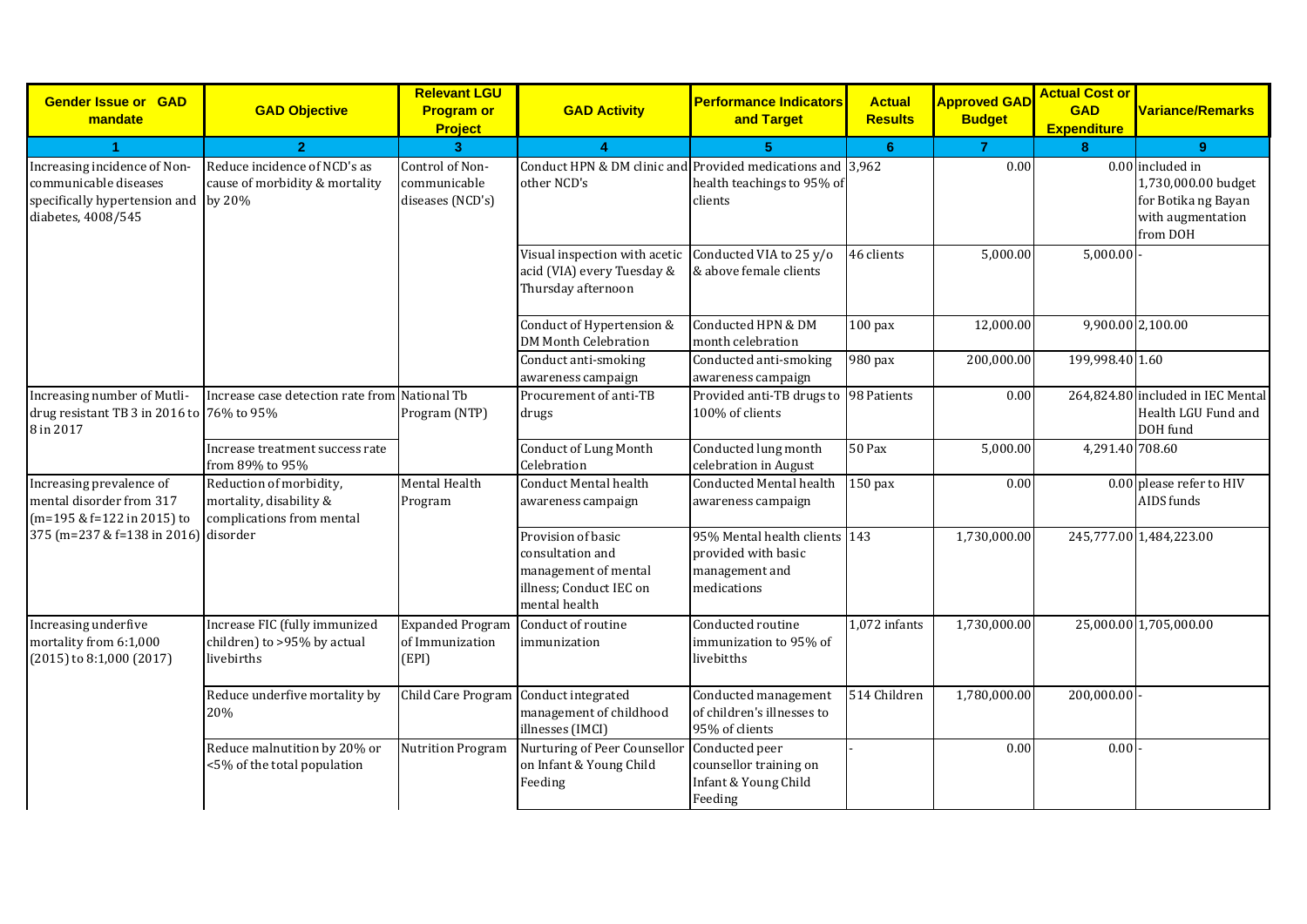| Gender Issue or GAD mandate | GAD Objective | Relevant LGU Program or Project | GAD Activity | Performance Indicators and Target | Actual Results | Approved GAD Budget | Actual Cost or GAD Expenditure | Variance/Remarks |
|---|---|---|---|---|---|---|---|---|
| 1 | 2 | 3 | 4 | 5 | 6 | 7 | 8 | 9 |
| Increasing incidence of Non-communicable diseases specifically hypertension and diabetes, 4008/545 | Reduce incidence of NCD's as cause of morbidity & mortality by 20% | Control of Non-communicable diseases (NCD's) | Conduct HPN & DM clinic and other NCD's | Provided medications and health teachings to 95% of clients | 3,962 | 0.00 | 0.00 | included in 1,730,000.00 budget for Botika ng Bayan with augmentation from DOH |
| | | | Visual inspection with acetic acid (VIA) every Tuesday & Thursday afternoon | Conducted VIA to 25 y/o & above female clients | 46 clients | 5,000.00 | 5,000.00 | - |
| | | | Conduct of Hypertension & DM Month Celebration | Conducted HPN & DM month celebration | 100 pax | 12,000.00 | 9,900.00 | 2,100.00 |
| | | | Conduct anti-smoking awareness campaign | Conducted anti-smoking awareness campaign | 980 pax | 200,000.00 | 199,998.40 | 1.60 |
| Increasing number of Mutli-drug resistant TB 3 in 2016 to 8 in 2017 | Increase case detection rate from 76% to 95% | National Tb Program (NTP) | Procurement of anti-TB drugs | Provided anti-TB drugs to 100% of clients | 98 Patients | 0.00 | 264,824.80 | included in IEC Mental Health LGU Fund and DOH fund |
| | Increase treatment success rate from 89% to 95% | | Conduct of Lung Month Celebration | Conducted lung month celebration in August | 50 Pax | 5,000.00 | 4,291.40 | 708.60 |
| Increasing prevalence of mental disorder from 317 (m=195 & f=122 in 2015) to 375 (m=237 & f=138 in 2016) | Reduction of morbidity, mortality, disability & complications from mental disorder | Mental Health Program | Conduct Mental health awareness campaign | Conducted Mental health awareness campaign | 150 pax | 0.00 | 0.00 | please refer to HIV AIDS funds |
| | | | Provision of basic consultation and management of mental illness; Conduct IEC on mental health | 95% Mental health clients provided with basic management and medications | 143 | 1,730,000.00 | 245,777.00 | 1,484,223.00 |
| Increasing underfive mortality from 6:1,000 (2015) to 8:1,000 (2017) | Increase FIC (fully immunized children) to >95% by actual livebirths | Expanded Program of Immunization (EPI) | Conduct of routine immunization | Conducted routine immunization to 95% of livebitths | 1,072 infants | 1,730,000.00 | 25,000.00 | 1,705,000.00 |
| | Reduce underfive mortality by 20% | Child Care Program | Conduct integrated management of childhood illnesses (IMCI) | Conducted management of children's illnesses to 95% of clients | 514 Children | 1,780,000.00 | 200,000.00 | - |
| | Reduce malnutition by 20% or <5% of the total population | Nutrition Program | Nurturing of Peer Counsellor on Infant & Young Child Feeding | Conducted peer counsellor training on Infant & Young Child Feeding | - | 0.00 | 0.00 | - |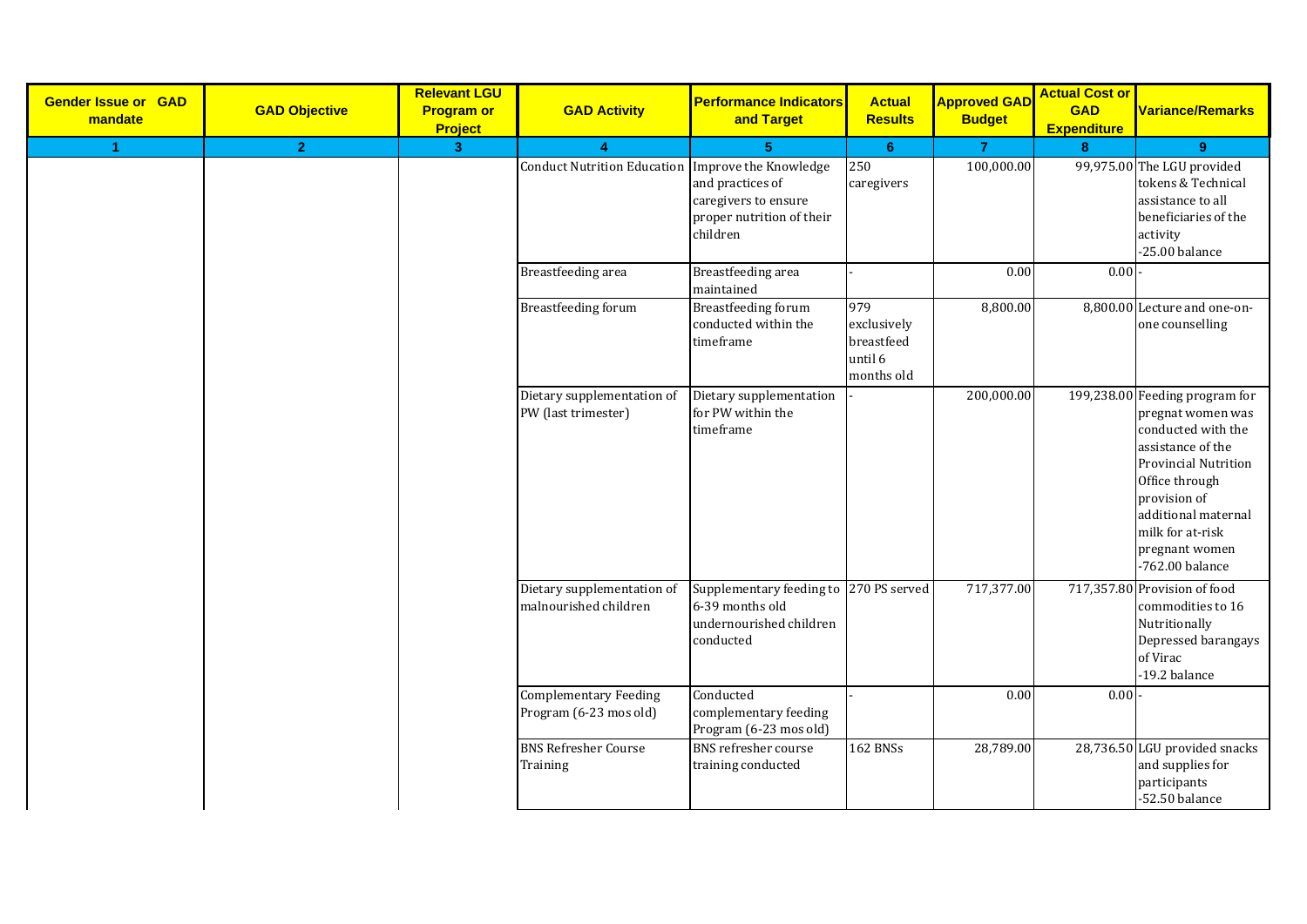| Gender Issue or GAD mandate | GAD Objective | Relevant LGU Program or Project | GAD Activity | Performance Indicators and Target | Actual Results | Approved GAD Budget | Actual Cost or GAD Expenditure | Variance/Remarks |
|---|---|---|---|---|---|---|---|---|
| 1 | 2 | 3 | 4 | 5 | 6 | 7 | 8 | 9 |
| | | | Conduct Nutrition Education | Improve the Knowledge and practices of caregivers to ensure proper nutrition of their children | 250 caregivers | 100,000.00 | 99,975.00 | The LGU provided tokens & Technical assistance to all beneficiaries of the activity -25.00 balance |
| | | | Breastfeeding area | Breastfeeding area maintained | - | 0.00 | 0.00 | - |
| | | | Breastfeeding forum | Breastfeeding forum conducted within the timeframe | 979 exclusively breastfeed until 6 months old | 8,800.00 | 8,800.00 | Lecture and one-on-one counselling |
| | | | Dietary supplementation of PW (last trimester) | Dietary supplementation for PW within the timeframe | - | 200,000.00 | 199,238.00 | Feeding program for pregnat women was conducted with the assistance of the Provincial Nutrition Office through provision of additional maternal milk for at-risk pregnant women -762.00 balance |
| | | | Dietary supplementation of malnourished children | Supplementary feeding to 6-39 months old undernourished children conducted | 270 PS served | 717,377.00 | 717,357.80 | Provision of food commodities to 16 Nutritionally Depressed barangays of Virac -19.2 balance |
| | | | Complementary Feeding Program (6-23 mos old) | Conducted complementary feeding Program (6-23 mos old) | - | 0.00 | 0.00 | - |
| | | | BNS Refresher Course Training | BNS refresher course training conducted | 162 BNSs | 28,789.00 | 28,736.50 | LGU provided snacks and supplies for participants -52.50 balance |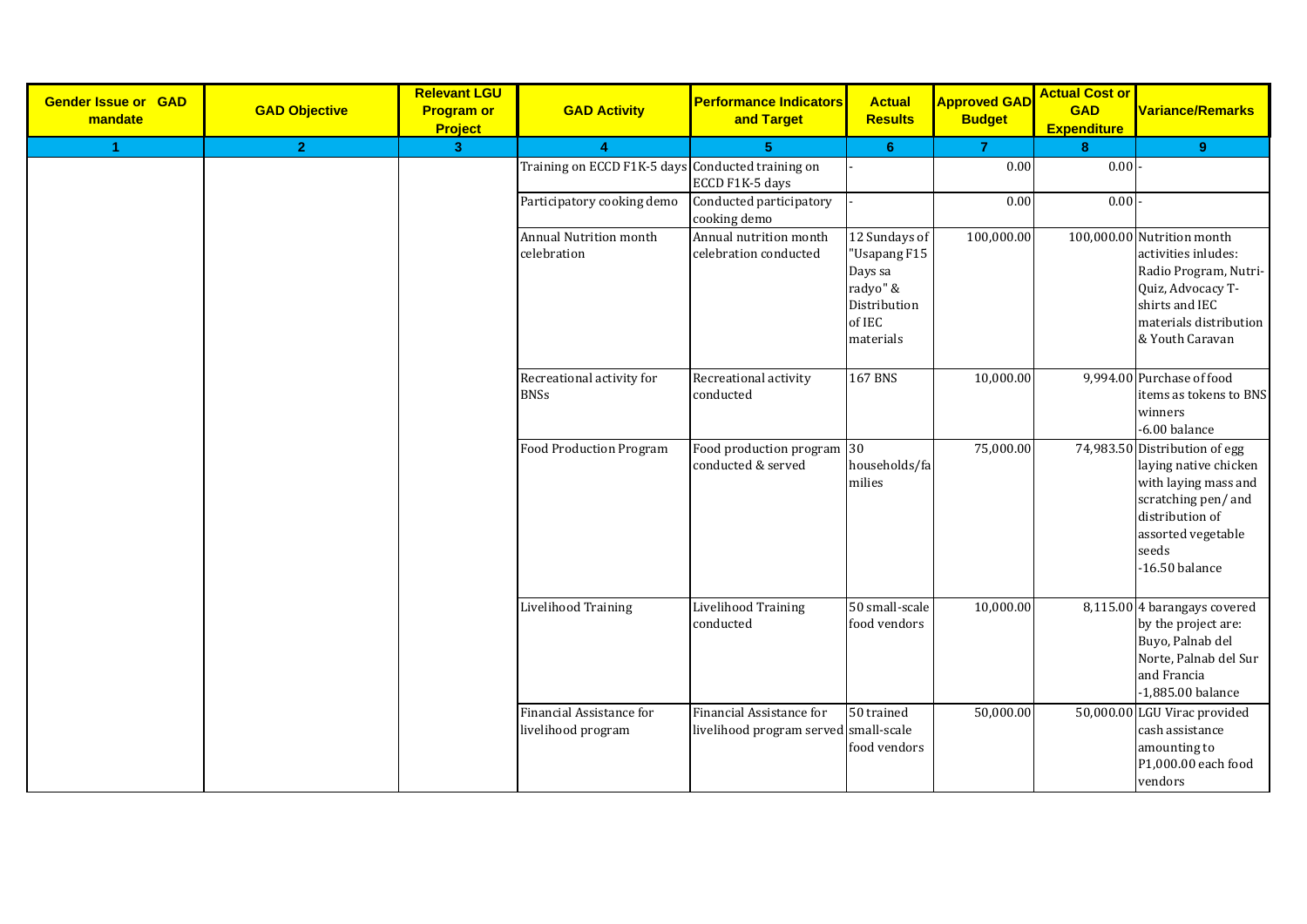| Gender Issue or GAD mandate | GAD Objective | Relevant LGU Program or Project | GAD Activity | Performance Indicators and Target | Actual Results | Approved GAD Budget | Actual Cost or GAD Expenditure | Variance/Remarks |
|---|---|---|---|---|---|---|---|---|
| 1 | 2 | 3 | 4 | 5 | 6 | 7 | 8 | 9 |
| | | | Training on ECCD F1K-5 days | Conducted training on ECCD F1K-5 days | - | 0.00 | 0.00 | - |
| | | | Participatory cooking demo | Conducted participatory cooking demo | - | 0.00 | 0.00 | - |
| | | | Annual Nutrition month celebration | Annual nutrition month celebration conducted | 12 Sundays of "Usapang F15 Days sa radyo" & Distribution of IEC materials | 100,000.00 | 100,000.00 | Nutrition month activities inludes: Radio Program, Nutri-Quiz, Advocacy T-shirts and IEC materials distribution & Youth Caravan |
| | | | Recreational activity for BNSs | Recreational activity conducted | 167 BNS | 10,000.00 | 9,994.00 | Purchase of food items as tokens to BNS winners -6.00 balance |
| | | | Food Production Program | Food production program conducted & served | 30 households/families | 75,000.00 | 74,983.50 | Distribution of egg laying native chicken with laying mass and scratching pen/ and distribution of assorted vegetable seeds -16.50 balance |
| | | | Livelihood Training | Livelihood Training conducted | 50 small-scale food vendors | 10,000.00 | 8,115.00 | 4 barangays covered by the project are: Buyo, Palnab del Norte, Palnab del Sur and Francia -1,885.00 balance |
| | | | Financial Assistance for livelihood program | Financial Assistance for livelihood program served | 50 trained small-scale food vendors | 50,000.00 | 50,000.00 | LGU Virac provided cash assistance amounting to P1,000.00 each food vendors |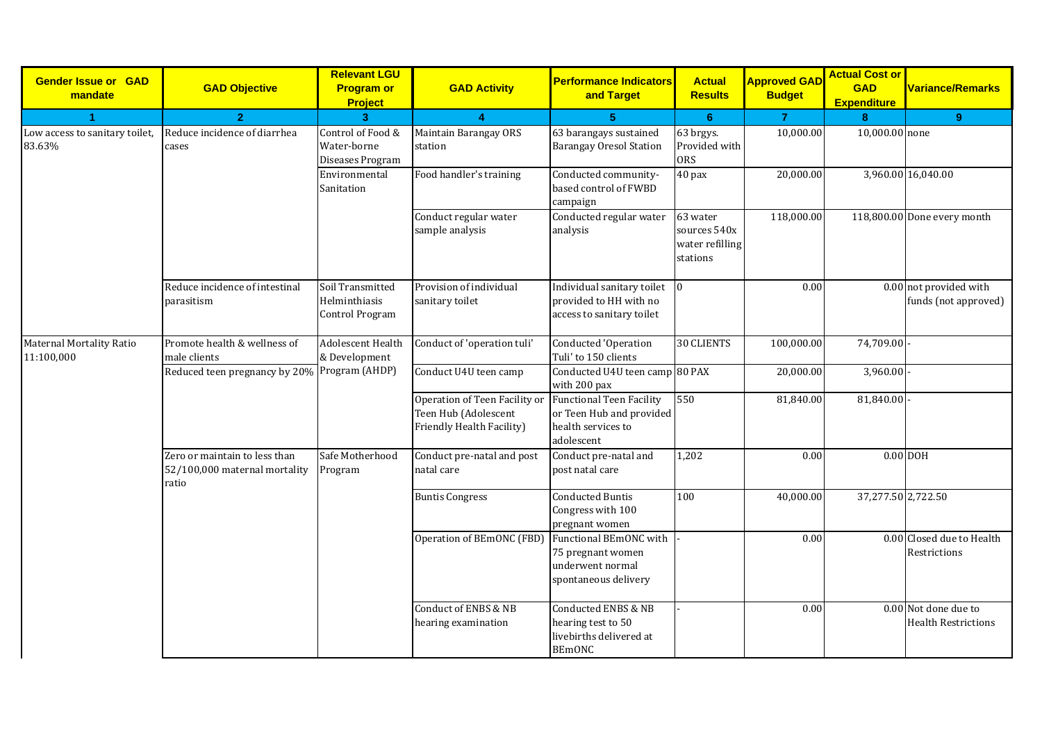| Gender Issue or GAD mandate | GAD Objective | Relevant LGU Program or Project | GAD Activity | Performance Indicators and Target | Actual Results | Approved GAD Budget | Actual Cost or GAD Expenditure | Variance/Remarks |
|---|---|---|---|---|---|---|---|---|
| 1 | 2 | 3 | 4 | 5 | 6 | 7 | 8 | 9 |
| Low access to sanitary toilet, 83.63% | Reduce incidence of diarrhea cases | Control of Food & Water-borne Diseases Program | Maintain Barangay ORS station | 63 barangays sustained Barangay Oresol Station | 63 brgys. Provided with ORS | 10,000.00 | 10,000.00 | none |
| | | Environmental Sanitation | Food handler's training | Conducted community-based control of FWBD campaign | 40 pax | 20,000.00 | 3,960.00 | 16,040.00 |
| | | | Conduct regular water sample analysis | Conducted regular water analysis | 63 water sources 540x water refilling stations | 118,000.00 | 118,800.00 | Done every month |
| | Reduce incidence of intestinal parasitism | Soil Transmitted Helminthiasis Control Program | Provision of individual sanitary toilet | Individual sanitary toilet provided to HH with no access to sanitary toilet | 0 | 0.00 | 0.00 | not provided with funds (not approved) |
| Maternal Mortality Ratio 11:100,000 | Promote health & wellness of male clients | Adolescent Health & Development Program (AHDP) | Conduct of 'operation tuli' | Conducted 'Operation Tuli' to 150 clients | 30 CLIENTS | 100,000.00 | 74,709.00 | - |
| | Reduced teen pregnancy by 20% | | Conduct U4U teen camp | Conducted U4U teen camp with 200 pax | 80 PAX | 20,000.00 | 3,960.00 | - |
| | | | Operation of Teen Facility or Teen Hub (Adolescent Friendly Health Facility) | Functional Teen Facility or Teen Hub and provided health services to adolescent | 550 | 81,840.00 | 81,840.00 | - |
| | Zero or maintain to less than 52/100,000 maternal mortality ratio | Safe Motherhood Program | Conduct pre-natal and post natal care | Conduct pre-natal and post natal care | 1,202 | 0.00 | 0.00 | DOH |
| | | | Buntis Congress | Conducted Buntis Congress with 100 pregnant women | 100 | 40,000.00 | 37,277.50 | 2,722.50 |
| | | | Operation of BEmONC (FBD) | Functional BEmONC with 75 pregnant women underwent normal spontaneous delivery | - | 0.00 | 0.00 | Closed due to Health Restrictions |
| | | | Conduct of ENBS & NB hearing examination | Conducted ENBS & NB hearing test to 50 livebirths delivered at BEmONC | - | 0.00 | 0.00 | Not done due to Health Restrictions |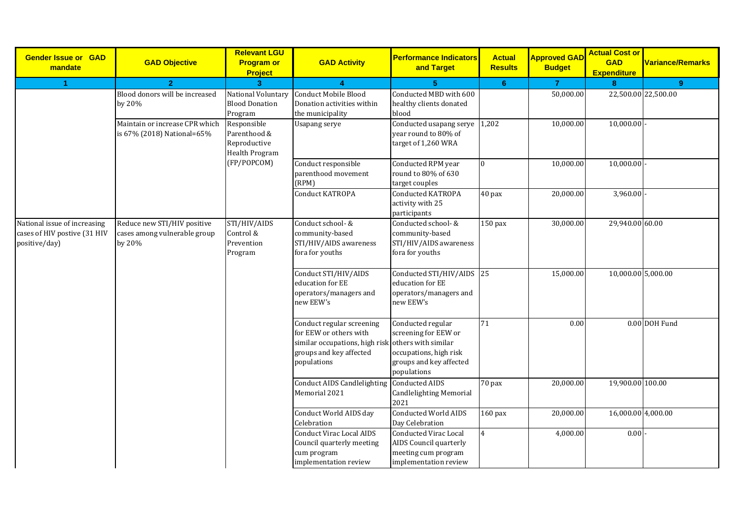| Gender Issue or GAD mandate | GAD Objective | Relevant LGU Program or Project | GAD Activity | Performance Indicators and Target | Actual Results | Approved GAD Budget | Actual Cost or GAD Expenditure | Variance/Remarks |
|---|---|---|---|---|---|---|---|---|
| 1 | 2 | 3 | 4 | 5 | 6 | 7 | 8 | 9 |
| | Blood donors will be increased by 20% | National Voluntary Blood Donation Program | Conduct Mobile Blood Donation activities within the municipality | Conducted MBD with 600 healthy clients donated blood | | 50,000.00 | 22,500.00 | 22,500.00 |
| | Maintain or increase CPR which is 67% (2018) National=65% | Responsible Parenthood & Reproductive Health Program (FP/POPCOM) | Usapang serye | Conducted usapang serye year round to 80% of target of 1,260 WRA | 1,202 | 10,000.00 | 10,000.00 | - |
| | | | Conduct responsible parenthood movement (RPM) | Conducted RPM year round to 80% of 630 target couples | 0 | 10,000.00 | 10,000.00 | - |
| | | | Conduct KATROPA | Conducted KATROPA activity with 25 participants | 40 pax | 20,000.00 | 3,960.00 | - |
| National issue of increasing cases of HIV postive (31 HIV positive/day) | Reduce new STI/HIV positive cases among vulnerable group by 20% | STI/HIV/AIDS Control & Prevention Program | Conduct school- & community-based STI/HIV/AIDS awareness fora for youths | Conducted school- & community-based STI/HIV/AIDS awareness fora for youths | 150 pax | 30,000.00 | 29,940.00 | 60.00 |
| | | | Conduct STI/HIV/AIDS education for EE operators/managers and new EEW's | Conducted STI/HIV/AIDS education for EE operators/managers and new EEW's | 25 | 15,000.00 | 10,000.00 | 5,000.00 |
| | | | Conduct regular screening for EEW or others with similar occupations, high risk groups and key affected populations | Conducted regular screening for EEW or others with similar occupations, high risk groups and key affected populations | 71 | 0.00 | 0.00 | DOH Fund |
| | | | Conduct AIDS Candlelighting Memorial 2021 | Conducted AIDS Candlelighting Memorial 2021 | 70 pax | 20,000.00 | 19,900.00 | 100.00 |
| | | | Conduct World AIDS day Celebration | Conducted World AIDS Day Celebration | 160 pax | 20,000.00 | 16,000.00 | 4,000.00 |
| | | | Conduct Virac Local AIDS Council quarterly meeting cum program implementation review | Conducted Virac Local AIDS Council quarterly meeting cum program implementation review | 4 | 4,000.00 | 0.00 | - |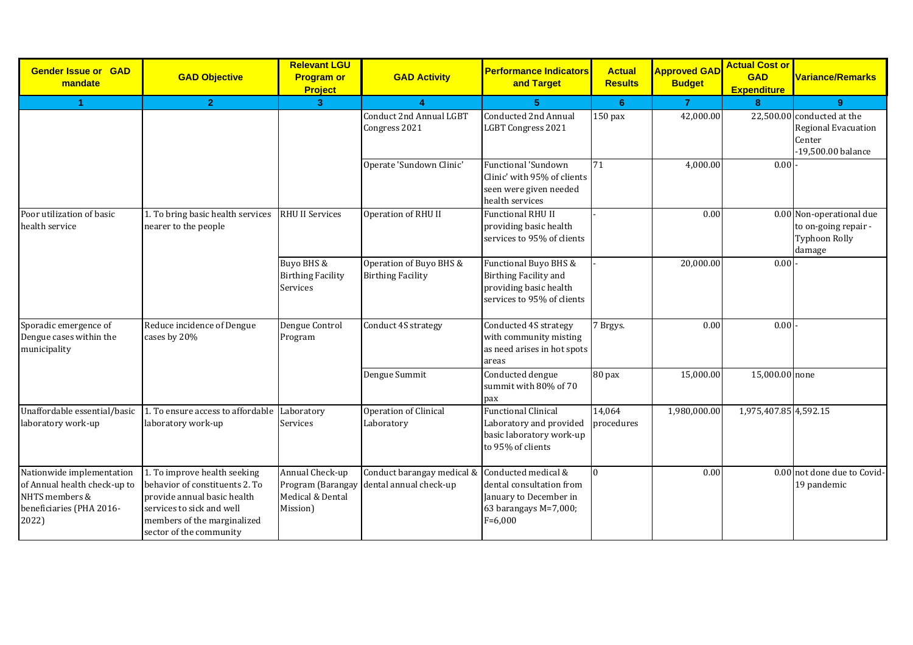| Gender Issue or GAD mandate | GAD Objective | Relevant LGU Program or Project | GAD Activity | Performance Indicators and Target | Actual Results | Approved GAD Budget | Actual Cost or GAD Expenditure | Variance/Remarks |
|---|---|---|---|---|---|---|---|---|
| 1 | 2 | 3 | 4 | 5 | 6 | 7 | 8 | 9 |
| | | | Conduct 2nd Annual LGBT Congress 2021 | Conducted 2nd Annual LGBT Congress 2021 | 150 pax | 42,000.00 | 22,500.00 | conducted at the Regional Evacuation Center -19,500.00 balance |
| | | | Operate 'Sundown Clinic' | Functional 'Sundown Clinic' with 95% of clients seen were given needed health services | 71 | 4,000.00 | 0.00 | - |
| Poor utilization of basic health service | 1. To bring basic health services nearer to the people | RHU II Services | Operation of RHU II | Functional RHU II providing basic health services to 95% of clients | - | 0.00 | 0.00 | Non-operational due to on-going repair - Typhoon Rolly damage |
| | | Buyo BHS & Birthing Facility Services | Operation of Buyo BHS & Birthing Facility | Functional Buyo BHS & Birthing Facility and providing basic health services to 95% of clients | - | 20,000.00 | 0.00 | - |
| Sporadic emergence of Dengue cases within the municipality | Reduce incidence of Dengue cases by 20% | Dengue Control Program | Conduct 4S strategy | Conducted 4S strategy with community misting as need arises in hot spots areas | 7 Brgys. | 0.00 | 0.00 | - |
| | | | Dengue Summit | Conducted dengue summit with 80% of 70 pax | 80 pax | 15,000.00 | 15,000.00 | none |
| Unaffordable essential/basic laboratory work-up | 1. To ensure access to affordable laboratory work-up | Laboratory Services | Operation of Clinical Laboratory | Functional Clinical Laboratory and provided basic laboratory work-up to 95% of clients | 14,064 procedures | 1,980,000.00 | 1,975,407.85 | 4,592.15 |
| Nationwide implementation of Annual health check-up to NHTS members & beneficiaries (PHA 2016-2022) | 1. To improve health seeking behavior of constituents 2. To provide annual basic health services to sick and well members of the marginalized sector of the community | Annual Check-up Program (Barangay Medical & Dental Mission) | Conduct barangay medical & dental annual check-up | Conducted medical & dental consultation from January to December in 63 barangays M=7,000; F=6,000 | 0 | 0.00 | 0.00 | not done due to Covid-19 pandemic |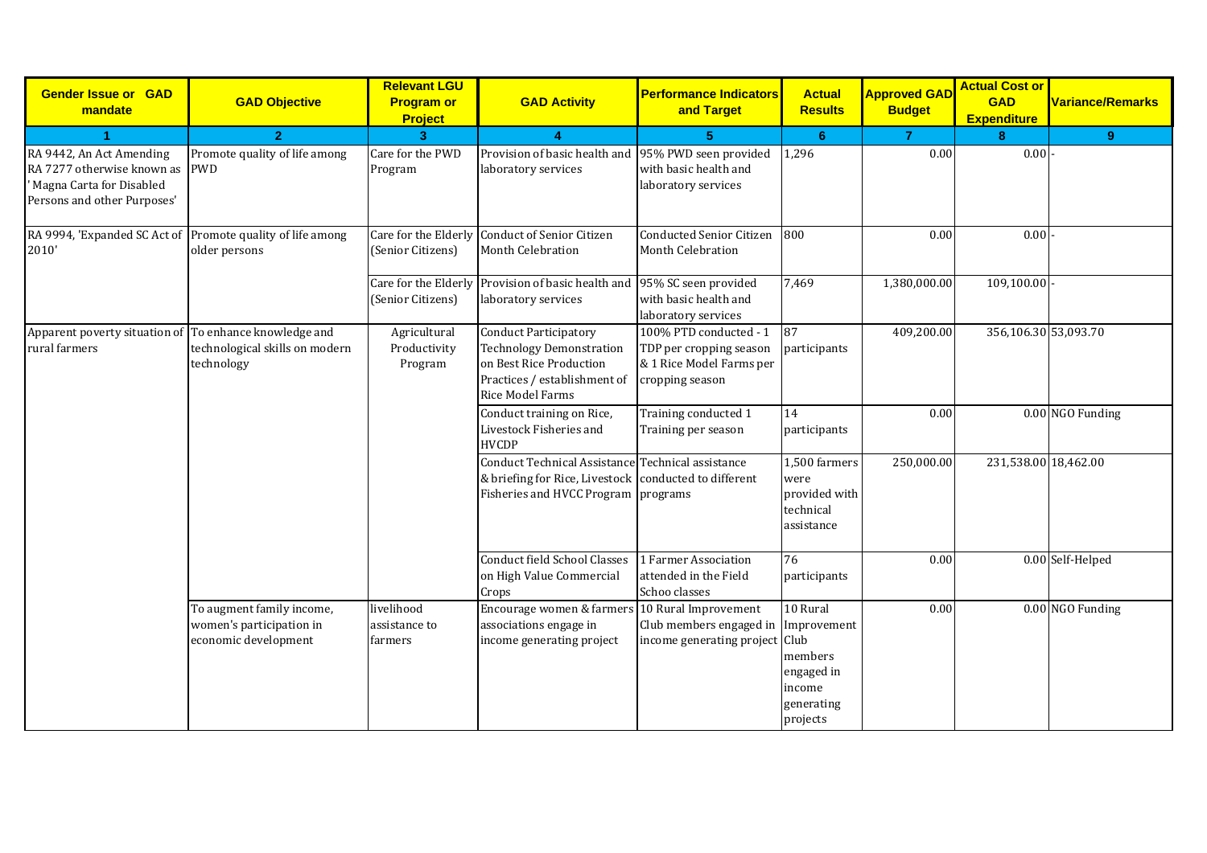| Gender Issue or GAD mandate | GAD Objective | Relevant LGU Program or Project | GAD Activity | Performance Indicators and Target | Actual Results | Approved GAD Budget | Actual Cost or GAD Expenditure | Variance/Remarks |
|---|---|---|---|---|---|---|---|---|
| 1 | 2 | 3 | 4 | 5 | 6 | 7 | 8 | 9 |
| RA 9442, An Act Amending RA 7277 otherwise known as ' Magna Carta for Disabled Persons and other Purposes' | Promote quality of life among PWD | Care for the PWD Program | Provision of basic health and laboratory services | 95% PWD seen provided with basic health and laboratory services | 1,296 | 0.00 | 0.00 | - |
| RA 9994, 'Expanded SC Act of 2010' | Promote quality of life among older persons | Care for the Elderly (Senior Citizens) | Conduct of Senior Citizen Month Celebration | Conducted Senior Citizen Month Celebration | 800 | 0.00 | 0.00 | - |
| | | Care for the Elderly (Senior Citizens) | Provision of basic health and laboratory services | 95% SC seen provided with basic health and laboratory services | 7,469 | 1,380,000.00 | 109,100.00 | - |
| Apparent poverty situation of rural farmers | To enhance knowledge and technological skills on modern technology | Agricultural Productivity Program | Conduct Participatory Technology Demonstration on Best Rice Production Practices / establishment of Rice Model Farms | 100% PTD conducted - 1 TDP per cropping season & 1 Rice Model Farms per cropping season | 87 participants | 409,200.00 | 356,106.30 | 53,093.70 |
| | | | Conduct training on Rice, Livestock Fisheries and HVCDP | Training conducted 1 Training per season | 14 participants | 0.00 | 0.00 | NGO Funding |
| | | | Conduct Technical Assistance & briefing for Rice, Livestock Fisheries and HVCC Program | Technical assistance conducted to different programs | 1,500 farmers were provided with technical assistance | 250,000.00 | 231,538.00 | 18,462.00 |
| | | | Conduct field School Classes on High Value Commercial Crops | 1 Farmer Association attended in the Field Schoo classes | 76 participants | 0.00 | 0.00 | Self-Helped |
| | To augment family income, women's participation in economic development | livelihood assistance to farmers | Encourage women & farmers associations engage in income generating project | 10 Rural Improvement Club members engaged in income generating project | 10 Rural Improvement Club members engaged in income generating projects | 0.00 | 0.00 | NGO Funding |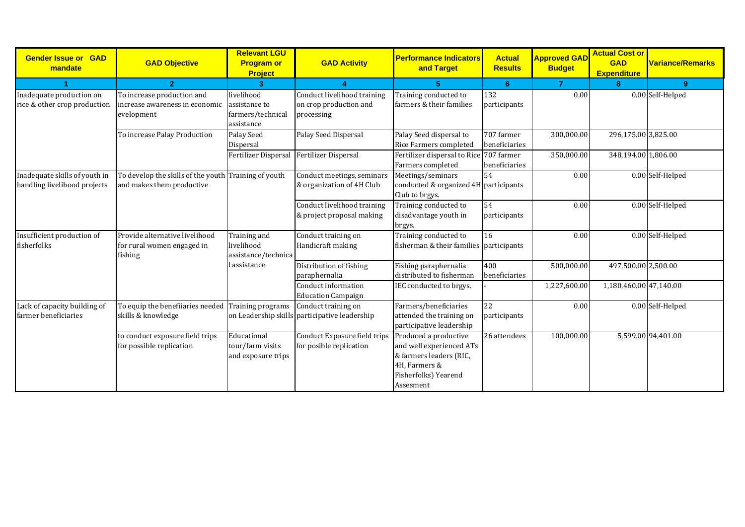| Gender Issue or GAD mandate | GAD Objective | Relevant LGU Program or Project | GAD Activity | Performance Indicators and Target | Actual Results | Approved GAD Budget | Actual Cost or GAD Expenditure | Variance/Remarks |
|---|---|---|---|---|---|---|---|---|
| 1 | 2 | 3 | 4 | 5 | 6 | 7 | 8 | 9 |
| Inadequate production on rice & other crop production | To increase production and increase awareness in economic evelopment | livelihood assistance to farmers/technical assistance | Conduct livelihood training on crop production and processing | Training conducted to farmers & their families | 132 participants | 0.00 | 0.00 | Self-Helped |
| | To increase Palay Production | Palay Seed Dispersal | Palay Seed Dispersal | Palay Seed dispersal to Rice Farmers completed | 707 farmer beneficiaries | 300,000.00 | 296,175.00 | 3,825.00 |
| | | Fertilizer Dispersal | Fertilizer Dispersal | Fertilizer dispersal to Rice Farmers completed | 707 farmer beneficiaries | 350,000.00 | 348,194.00 | 1,806.00 |
| Inadequate skills of youth in handling livelihood projects | To develop the skills of the youth and makes them productive | Training of youth | Conduct meetings, seminars & organization of 4H Club | Meetings/seminars conducted & organized 4H Club to brgys. | 54 participants | 0.00 | 0.00 | Self-Helped |
| | | | Conduct livelihood training & project proposal making | Training conducted to disadvantage youth in brgys. | 54 participants | 0.00 | 0.00 | Self-Helped |
| Insufficient production of fisherfolks | Provide alternative livelihood for rural women engaged in fishing | Training and livelihood assistance/technical assistance | Conduct training on Handicraft making | Training conducted to fisherman & their families | 16 participants | 0.00 | 0.00 | Self-Helped |
| | | | Distribution of fishing paraphernalia | Fishing paraphernalia distributed to fisherman | 400 beneficiaries | 500,000.00 | 497,500.00 | 2,500.00 |
| | | | Conduct information Education Campaign | IEC conducted to brgys. | - | 1,227,600.00 | 1,180,460.00 | 47,140.00 |
| Lack of capacity building of farmer beneficiaries | To equip the benefiiaries needed skills & knowledge | Training programs on Leadership skills | Conduct training on participative leadership | Farmers/beneficiaries attended the training on participative leadership | 22 participants | 0.00 | 0.00 | Self-Helped |
| | to conduct exposure field trips for possible replication | Educational tour/farm visits and exposure trips | Conduct Exposure field trips for posible replication | Produced a productive and well experienced ATs & farmers leaders (RIC, 4H, Farmers & Fisherfolks) Yearend Assesment | 26 attendees | 100,000.00 | 5,599.00 | 94,401.00 |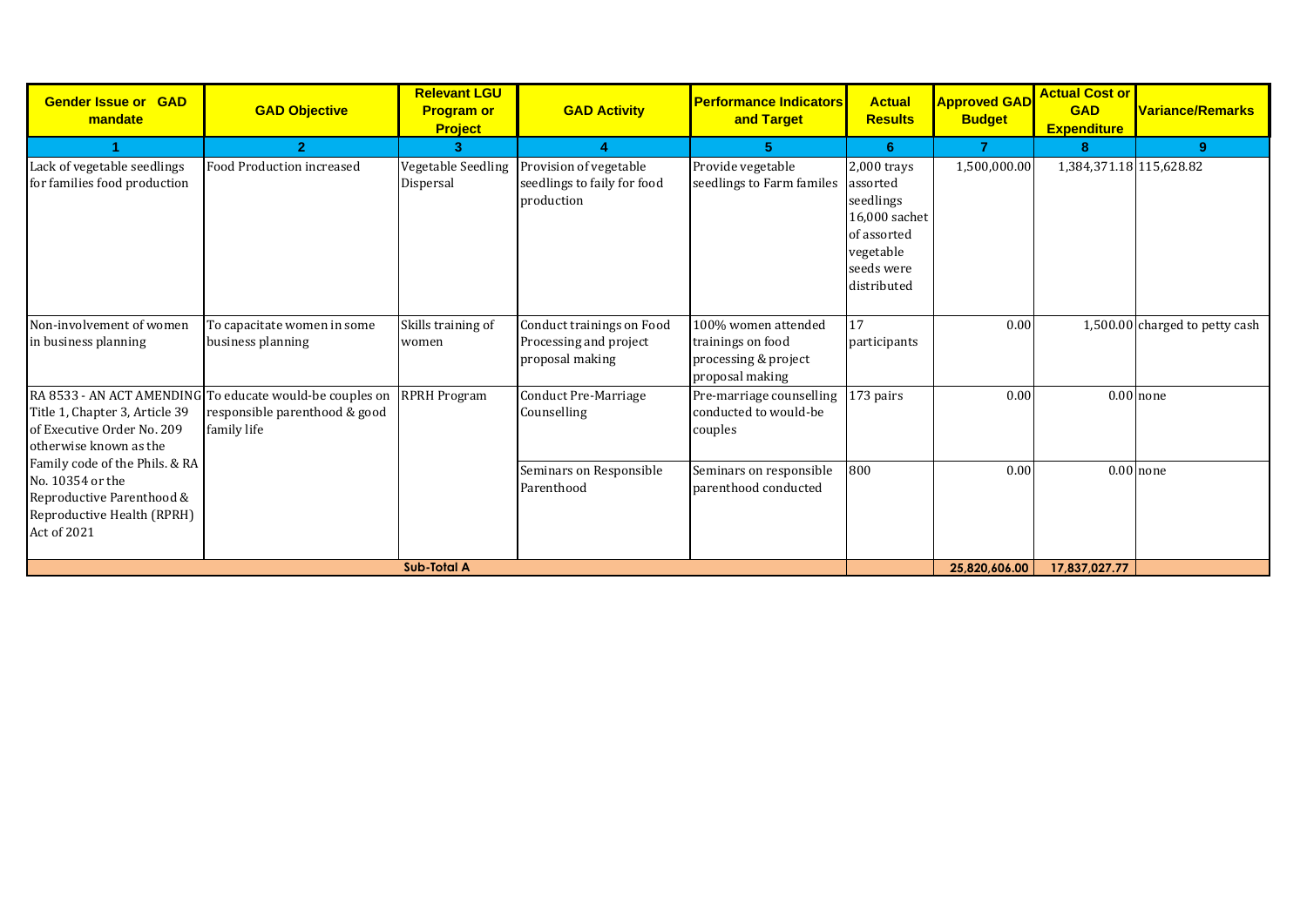| Gender Issue or GAD mandate | GAD Objective | Relevant LGU Program or Project | GAD Activity | Performance Indicators and Target | Actual Results | Approved GAD Budget | Actual Cost or GAD Expenditure | Variance/Remarks |
|---|---|---|---|---|---|---|---|---|
| 1 | 2 | 3 | 4 | 5 | 6 | 7 | 8 | 9 |
| Lack of vegetable seedlings for families food production | Food Production increased | Vegetable Seedling Dispersal | Provision of vegetable seedlings to faily for food production | Provide vegetable seedlings to Farm familes | 2,000 trays assorted seedlings 16,000 sachet of assorted vegetable seeds were distributed | 1,500,000.00 | 1,384,371.18 | 115,628.82 |
| Non-involvement of women in business planning | To capacitate women in some business planning | Skills training of women | Conduct trainings on Food Processing and project proposal making | 100% women attended trainings on food processing & project proposal making | 17 participants | 0.00 | 1,500.00 | charged to petty cash |
| RA 8533 - AN ACT AMENDING Title 1, Chapter 3, Article 39 of Executive Order No. 209 otherwise known as the Family code of the Phils. & RA No. 10354 or the Reproductive Parenthood & Reproductive Health (RPRH) Act of 2021 | To educate would-be couples on responsible parenthood & good family life | RPRH Program | Conduct Pre-Marriage Counselling | Pre-marriage counselling conducted to would-be couples | 173 pairs | 0.00 | 0.00 | none |
| | | | Seminars on Responsible Parenthood | Seminars on responsible parenthood conducted | 800 | 0.00 | 0.00 | none |
| | | Sub-Total A | | | | 25,820,606.00 | 17,837,027.77 | |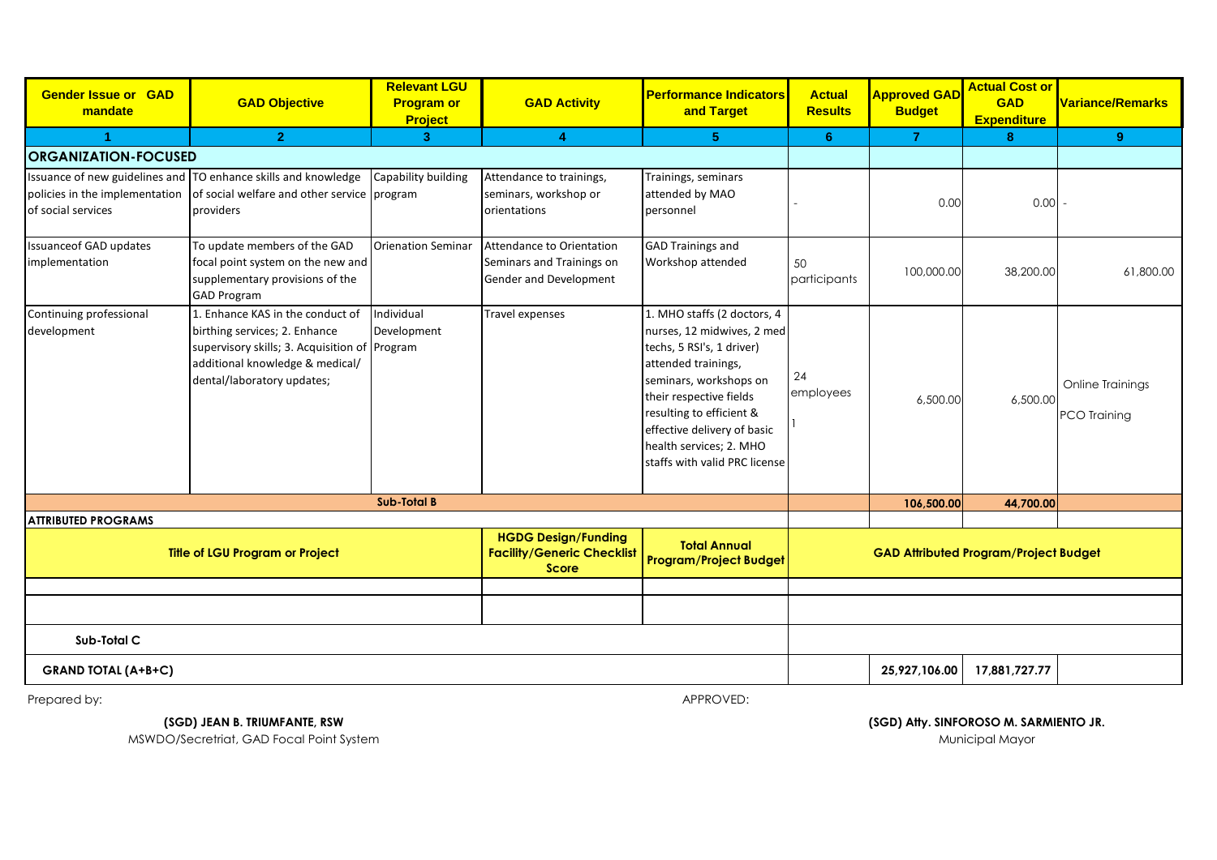| Gender Issue or GAD mandate | GAD Objective | Relevant LGU Program or Project | GAD Activity | Performance Indicators and Target | Actual Results | Approved GAD Budget | Actual Cost or GAD Expenditure | Variance/Remarks |
|---|---|---|---|---|---|---|---|---|
| 1 | 2 | 3 | 4 | 5 | 6 | 7 | 8 | 9 |
| **ORGANIZATION-FOCUSED** | | | | | | | | |
| Issuance of new guidelines and policies in the implementation of social services | TO enhance skills and knowledge of social welfare and other service providers | Capability building program | Attendance to trainings, seminars, workshop or orientations | Trainings, seminars attended by MAO personnel | - | 0.00 | 0.00 | - |
| Issuanceof GAD updates implementation | To update members of the GAD focal point system on the new and supplementary provisions of the GAD Program | Orienation Seminar | Attendance to Orientation Seminars and Trainings on Gender and Development | GAD Trainings and Workshop attended | 50 participants | 100,000.00 | 38,200.00 | 61,800.00 |
| Continuing professional development | 1. Enhance KAS in the conduct of birthing services; 2. Enhance supervisory skills; 3. Acquisition of additional knowledge & medical/ dental/laboratory updates; | Individual Development Program | Travel expenses | 1. MHO staffs (2 doctors, 4 nurses, 12 midwives, 2 med techs, 5 RSI's, 1 driver) attended trainings, seminars, workshops on their respective fields resulting to efficient & effective delivery of basic health services; 2. MHO staffs with valid PRC license | 24 employees<br>1 | 6,500.00 | 6,500.00 | Online Trainings<br>PCO Training |
| | | **Sub-Total B** | | | | **106,500.00** | **44,700.00** | |
| **ATTRIBUTED PROGRAMS** | | | | | | | | |
| **Title of LGU Program or Project** | | | **HGDG Design/Funding Facility/Generic Checklist Score** | **Total Annual Program/Project Budget** | **GAD Attributed Program/Project Budget** | | | |
| | | | | | | | | |
| | | | | | | | | |
| **Sub-Total C** | | | | | | | | |
| **GRAND TOTAL (A+B+C)** | | | | | | **25,927,106.00** | **17,881,727.77** | |

Prepared by:

**(SGD) JEAN B. TRIUMFANTE, RSW**
MSWDO/Secretriat, GAD Focal Point System

APPROVED:

**(SGD) Atty. SINFOROSO M. SARMIENTO JR.**
Municipal Mayor